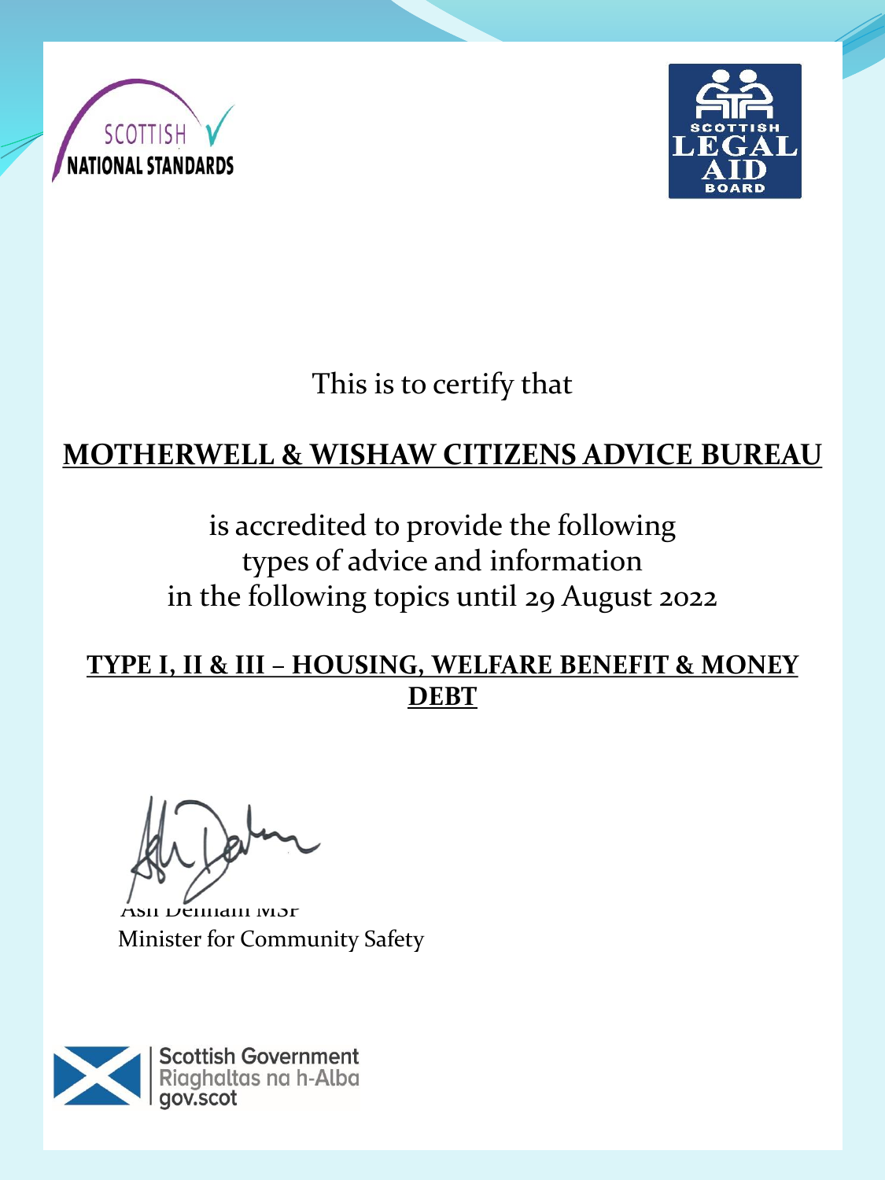SCOTTISH NATIONAL STANDARDS

SCOTTISH LEGAL AID BOARD

This is to certify that

**MOTHERWELL & WISHAW CITIZENS ADVICE BUREAU**

is accredited to provide the following types of advice and information in the following topics until 29 August 2022

**TYPE I, II & III – HOUSING, WELFARE BENEFIT & MONEY DEBT**

Ash Denham MSP
Minister for Community Safety

Scottish Government
Riaghaltas na h-Alba
gov.scot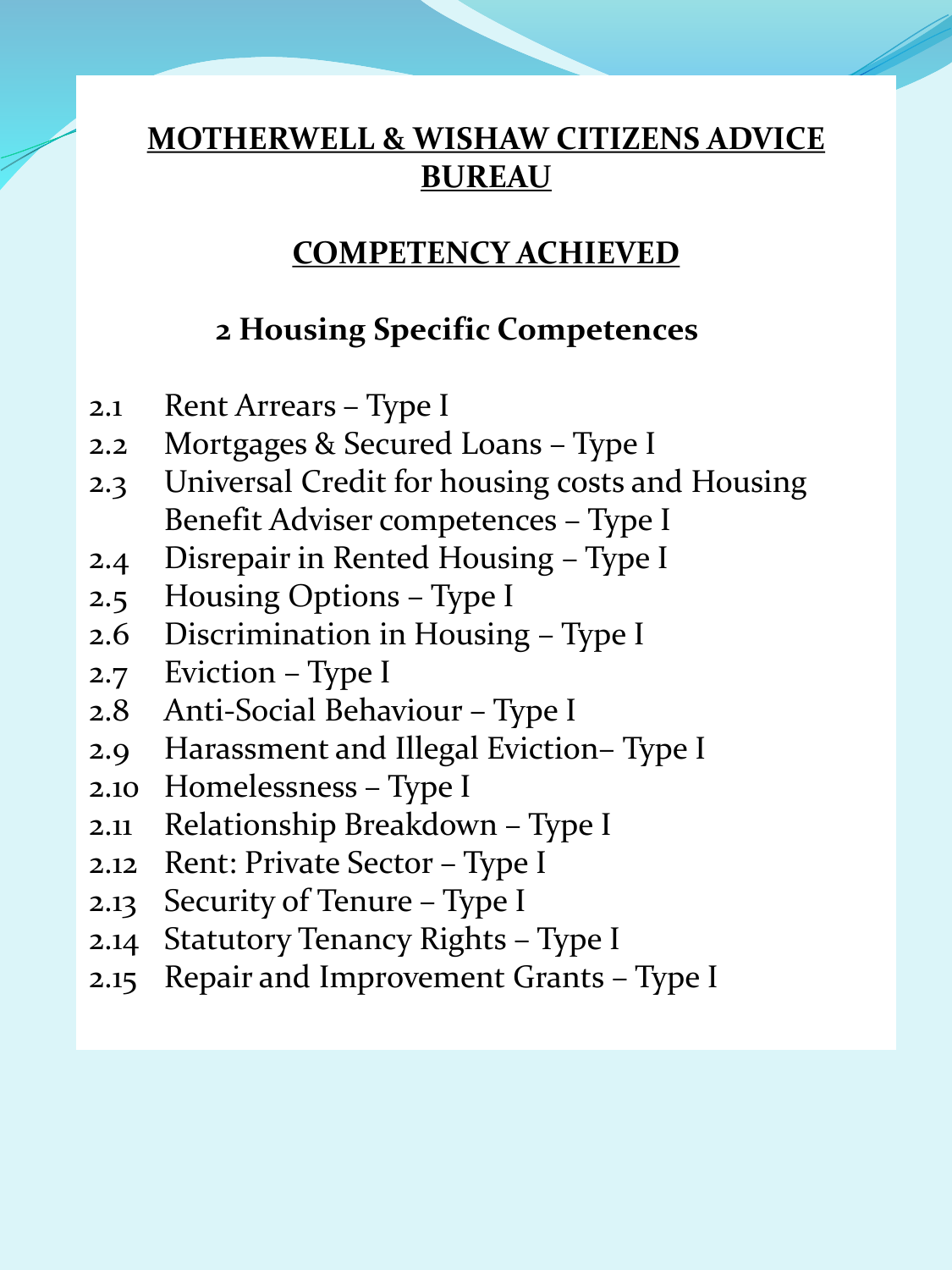# MOTHERWELL & WISHAW CITIZENS ADVICE BUREAU

## COMPETENCY ACHIEVED

### 2 Housing Specific Competences

2.1 Rent Arrears – Type I
2.2 Mortgages & Secured Loans – Type I
2.3 Universal Credit for housing costs and Housing Benefit Adviser competences – Type I
2.4 Disrepair in Rented Housing – Type I
2.5 Housing Options – Type I
2.6 Discrimination in Housing – Type I
2.7 Eviction – Type I
2.8 Anti-Social Behaviour – Type I
2.9 Harassment and Illegal Eviction– Type I
2.10 Homelessness – Type I
2.11 Relationship Breakdown – Type I
2.12 Rent: Private Sector – Type I
2.13 Security of Tenure – Type I
2.14 Statutory Tenancy Rights – Type I
2.15 Repair and Improvement Grants – Type I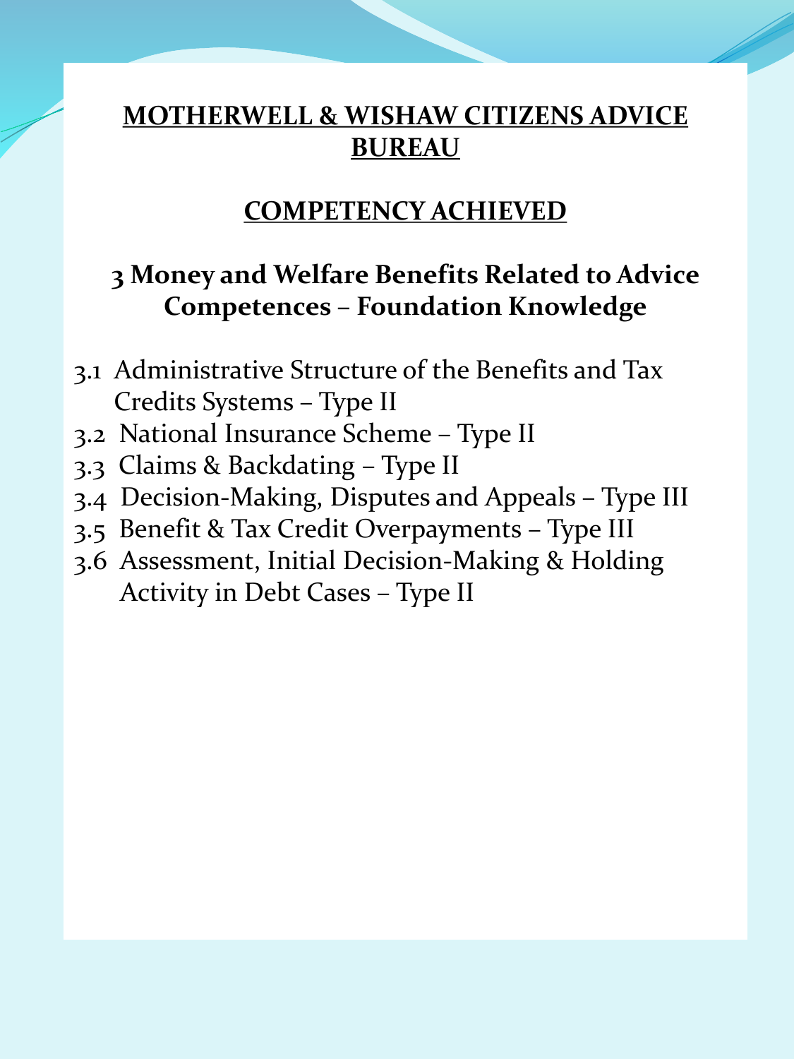# MOTHERWELL & WISHAW CITIZENS ADVICE BUREAU

## COMPETENCY ACHIEVED

### 3 Money and Welfare Benefits Related to Advice Competences – Foundation Knowledge

- 3.1 Administrative Structure of the Benefits and Tax Credits Systems – Type II
- 3.2 National Insurance Scheme – Type II
- 3.3 Claims & Backdating – Type II
- 3.4 Decision-Making, Disputes and Appeals – Type III
- 3.5 Benefit & Tax Credit Overpayments – Type III
- 3.6 Assessment, Initial Decision-Making & Holding Activity in Debt Cases – Type II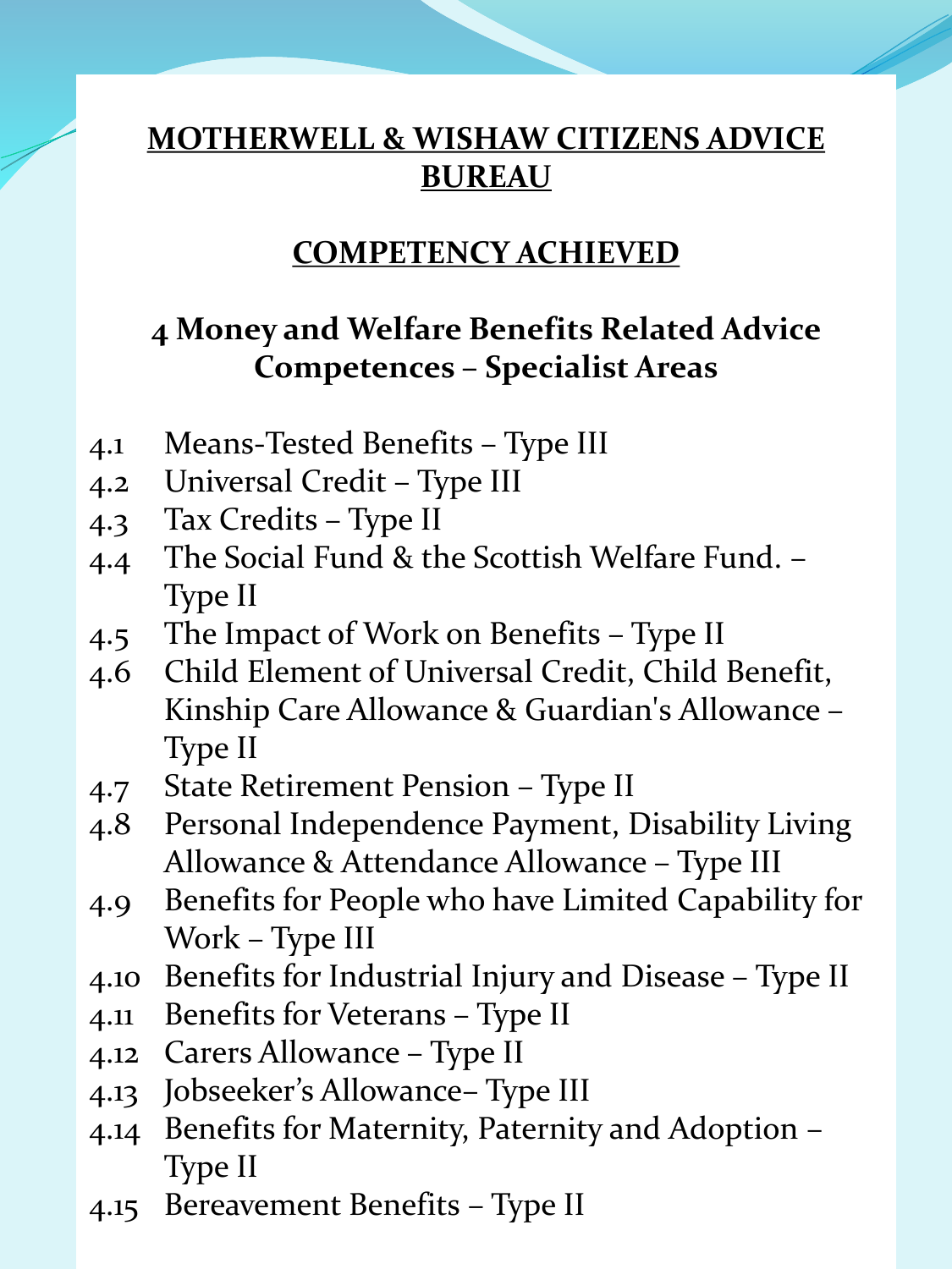**MOTHERWELL & WISHAW CITIZENS ADVICE BUREAU**

**COMPETENCY ACHIEVED**

## 4 Money and Welfare Benefits Related Advice Competences – Specialist Areas

4.1 Means-Tested Benefits – Type III
4.2 Universal Credit – Type III
4.3 Tax Credits – Type II
4.4 The Social Fund & the Scottish Welfare Fund. – Type II
4.5 The Impact of Work on Benefits – Type II
4.6 Child Element of Universal Credit, Child Benefit, Kinship Care Allowance & Guardian's Allowance – Type II
4.7 State Retirement Pension – Type II
4.8 Personal Independence Payment, Disability Living Allowance & Attendance Allowance – Type III
4.9 Benefits for People who have Limited Capability for Work – Type III
4.10 Benefits for Industrial Injury and Disease – Type II
4.11 Benefits for Veterans – Type II
4.12 Carers Allowance – Type II
4.13 Jobseeker's Allowance– Type III
4.14 Benefits for Maternity, Paternity and Adoption – Type II
4.15 Bereavement Benefits – Type II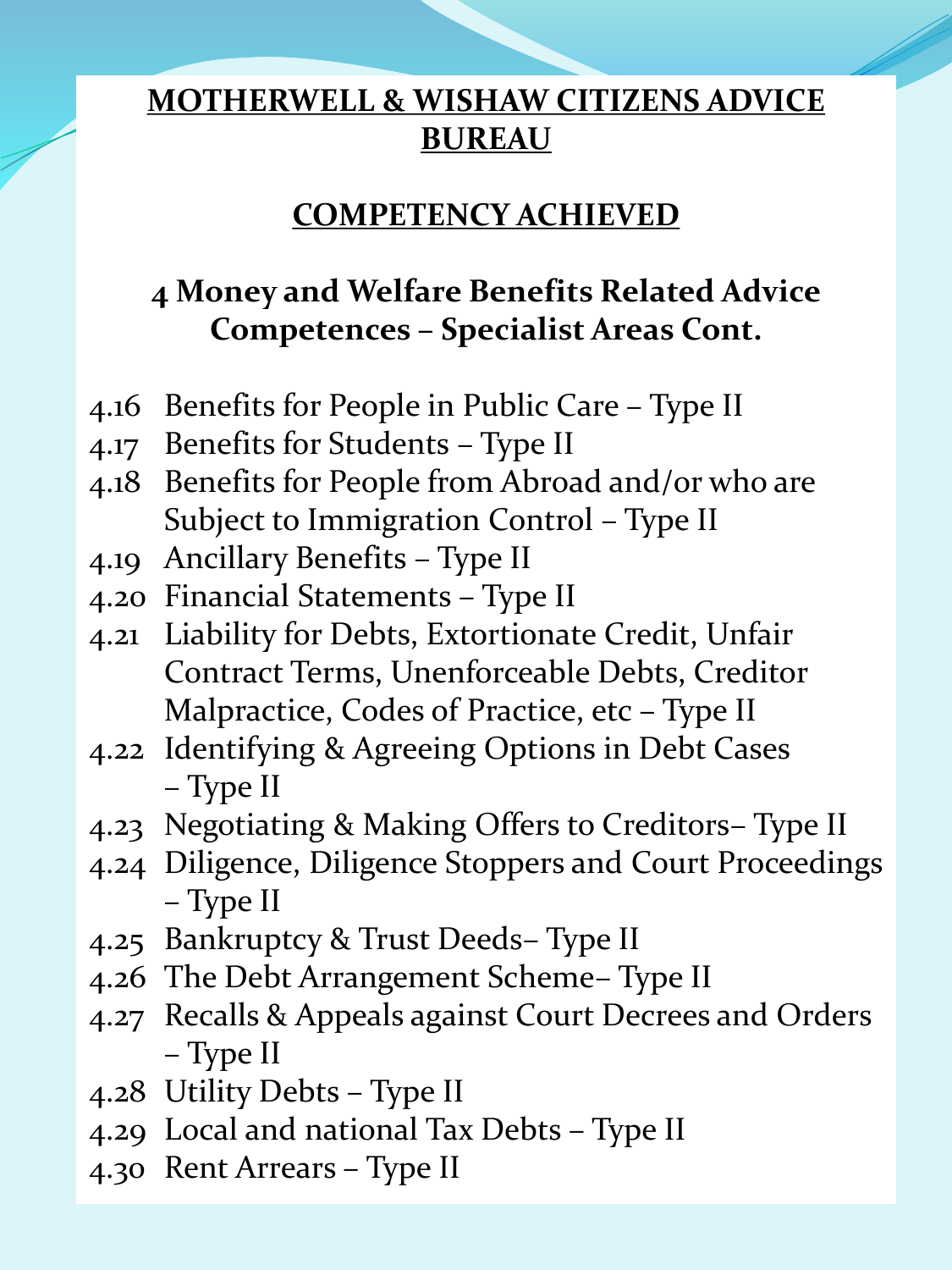# MOTHERWELL & WISHAW CITIZENS ADVICE BUREAU

## COMPETENCY ACHIEVED

### 4 Money and Welfare Benefits Related Advice Competences – Specialist Areas Cont.

- 4.16 Benefits for People in Public Care – Type II
- 4.17 Benefits for Students – Type II
- 4.18 Benefits for People from Abroad and/or who are Subject to Immigration Control – Type II
- 4.19 Ancillary Benefits – Type II
- 4.20 Financial Statements – Type II
- 4.21 Liability for Debts, Extortionate Credit, Unfair Contract Terms, Unenforceable Debts, Creditor Malpractice, Codes of Practice, etc – Type II
- 4.22 Identifying & Agreeing Options in Debt Cases – Type II
- 4.23 Negotiating & Making Offers to Creditors– Type II
- 4.24 Diligence, Diligence Stoppers and Court Proceedings – Type II
- 4.25 Bankruptcy & Trust Deeds– Type II
- 4.26 The Debt Arrangement Scheme– Type II
- 4.27 Recalls & Appeals against Court Decrees and Orders – Type II
- 4.28 Utility Debts – Type II
- 4.29 Local and national Tax Debts – Type II
- 4.30 Rent Arrears – Type II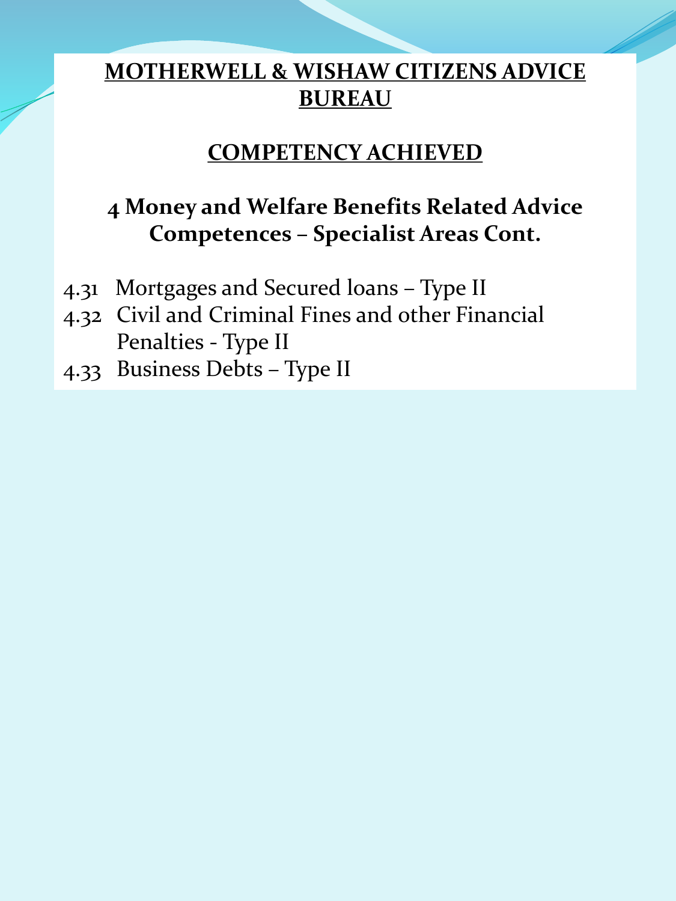# MOTHERWELL & WISHAW CITIZENS ADVICE BUREAU

## COMPETENCY ACHIEVED

### 4 Money and Welfare Benefits Related Advice Competences – Specialist Areas Cont.

- 4.31 Mortgages and Secured loans – Type II
- 4.32 Civil and Criminal Fines and other Financial Penalties - Type II
- 4.33 Business Debts – Type II